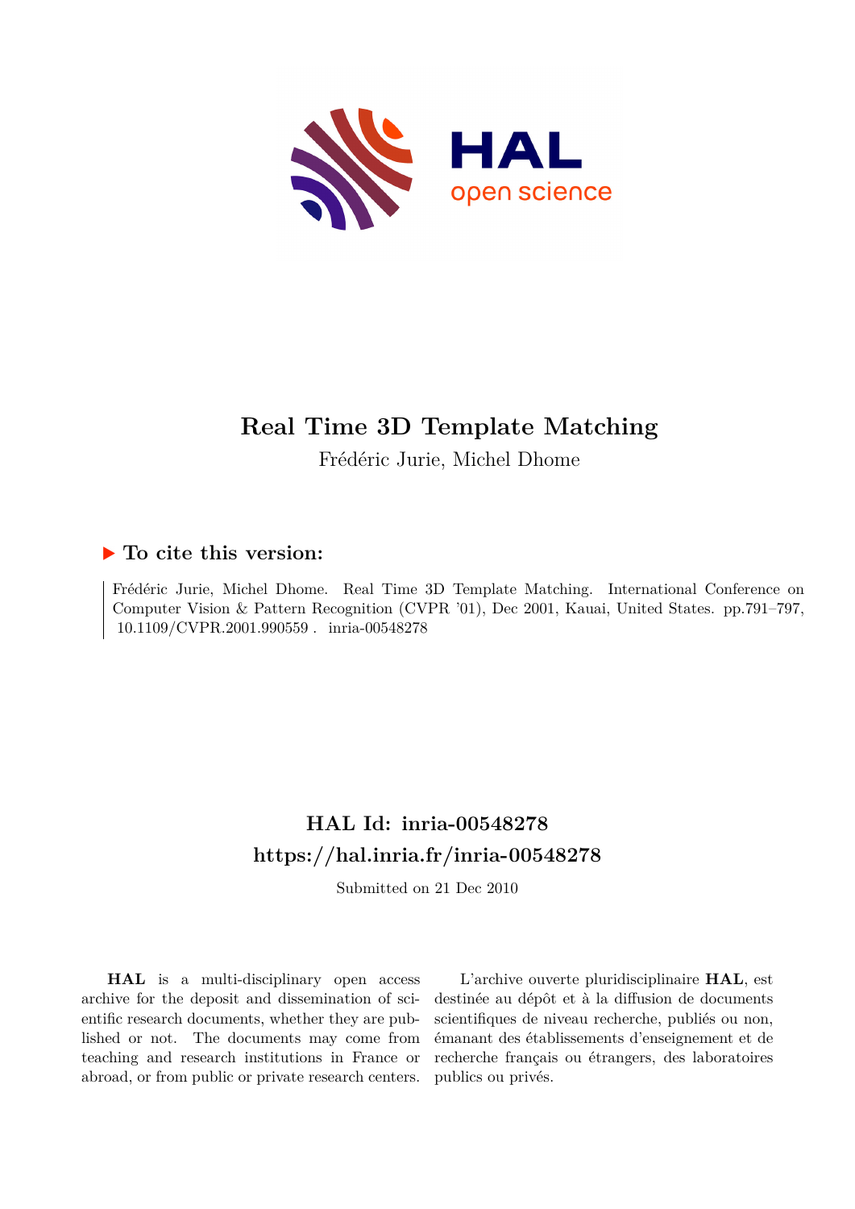# Real Time 3D Template Matching

Frédéric Jurie, Michel Dhome

## ▶ To cite this version:

Frédéric Jurie, Michel Dhome. Real Time 3D Template Matching. International Conference on Computer Vision & Pattern Recognition (CVPR '01), Dec 2001, Kauai, United States. pp.791–797, 10.1109/CVPR.2001.990559 . inria-00548278

## HAL Id: inria-00548278
## https://hal.inria.fr/inria-00548278

Submitted on 21 Dec 2010

**HAL** is a multi-disciplinary open access archive for the deposit and dissemination of scientific research documents, whether they are published or not. The documents may come from teaching and research institutions in France or abroad, or from public or private research centers.

L'archive ouverte pluridisciplinaire **HAL**, est destinée au dépôt et à la diffusion de documents scientifiques de niveau recherche, publiés ou non, émanant des établissements d'enseignement et de recherche français ou étrangers, des laboratoires publics ou privés.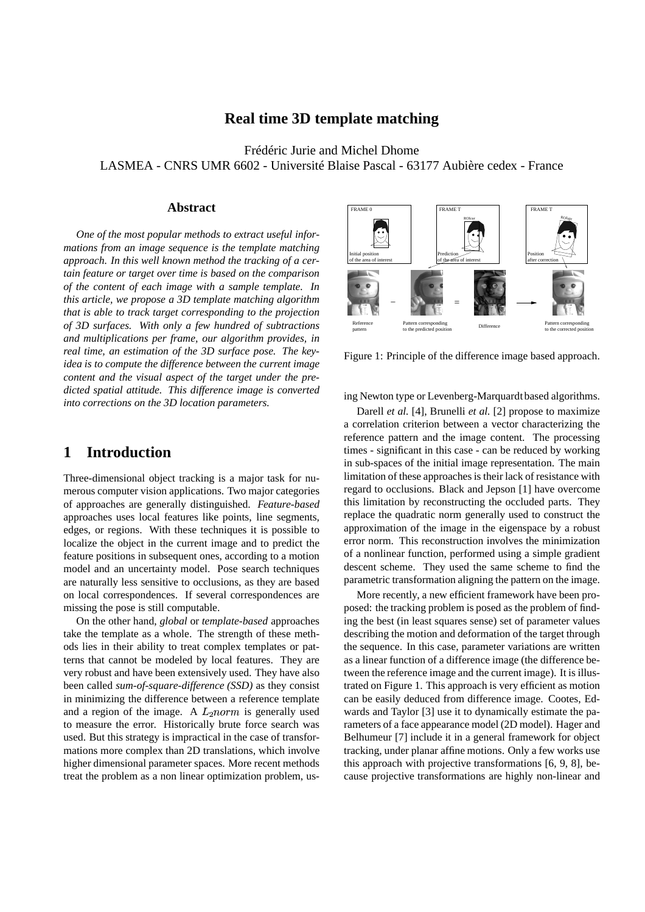# Real time 3D template matching

Frédéric Jurie and Michel Dhome
LASMEA - CNRS UMR 6602 - Université Blaise Pascal - 63177 Aubière cedex - France

### Abstract

*One of the most popular methods to extract useful informations from an image sequence is the template matching approach. In this well known method the tracking of a certain feature or target over time is based on the comparison of the content of each image with a sample template. In this article, we propose a 3D template matching algorithm that is able to track target corresponding to the projection of 3D surfaces. With only a few hundred of subtractions and multiplications per frame, our algorithm provides, in real time, an estimation of the 3D surface pose. The key-idea is to compute the difference between the current image content and the visual aspect of the target under the predicted spatial attitude. This difference image is converted into corrections on the 3D location parameters.*

## 1 Introduction

Three-dimensional object tracking is a major task for numerous computer vision applications. Two major categories of approaches are generally distinguished. *Feature-based* approaches uses local features like points, line segments, edges, or regions. With these techniques it is possible to localize the object in the current image and to predict the feature positions in subsequent ones, according to a motion model and an uncertainty model. Pose search techniques are naturally less sensitive to occlusions, as they are based on local correspondences. If several correspondences are missing the pose is still computable.

On the other hand, *global* or *template-based* approaches take the template as a whole. The strength of these methods lies in their ability to treat complex templates or patterns that cannot be modeled by local features. They are very robust and have been extensively used. They have also been called *sum-of-square-difference (SSD)* as they consist in minimizing the difference between a reference template and a region of the image. A $L_2 norm$ is generally used to measure the error. Historically brute force search was used. But this strategy is impractical in the case of transformations more complex than 2D translations, which involve higher dimensional parameter spaces. More recent methods treat the problem as a non linear optimization problem, using Newton type or Levenberg-Marquardt based algorithms.

FRAME 0
Initial position of the area of interest
FRAME T
ROIcur
Prediction of the area of interest
FRAME T
ROIapp
Position after correction
Reference pattern
−
Pattern corresponding to the predicted position
=
Difference
Pattern corresponding to the corrected position

Figure 1: Principle of the difference image based approach.

Darell *et al.* [4], Brunelli *et al.* [2] propose to maximize a correlation criterion between a vector characterizing the reference pattern and the image content. The processing times - significant in this case - can be reduced by working in sub-spaces of the initial image representation. The main limitation of these approaches is their lack of resistance with regard to occlusions. Black and Jepson [1] have overcome this limitation by reconstructing the occluded parts. They replace the quadratic norm generally used to construct the approximation of the image in the eigenspace by a robust error norm. This reconstruction involves the minimization of a nonlinear function, performed using a simple gradient descent scheme. They used the same scheme to find the parametric transformation aligning the pattern on the image.

More recently, a new efficient framework have been proposed: the tracking problem is posed as the problem of finding the best (in least squares sense) set of parameter values describing the motion and deformation of the target through the sequence. In this case, parameter variations are written as a linear function of a difference image (the difference between the reference image and the current image). It is illustrated on Figure 1. This approach is very efficient as motion can be easily deduced from difference image. Cootes, Edwards and Taylor [3] use it to dynamically estimate the parameters of a face appearance model (2D model). Hager and Belhumeur [7] include it in a general framework for object tracking, under planar affine motions. Only a few works use this approach with projective transformations [6, 9, 8], because projective transformations are highly non-linear and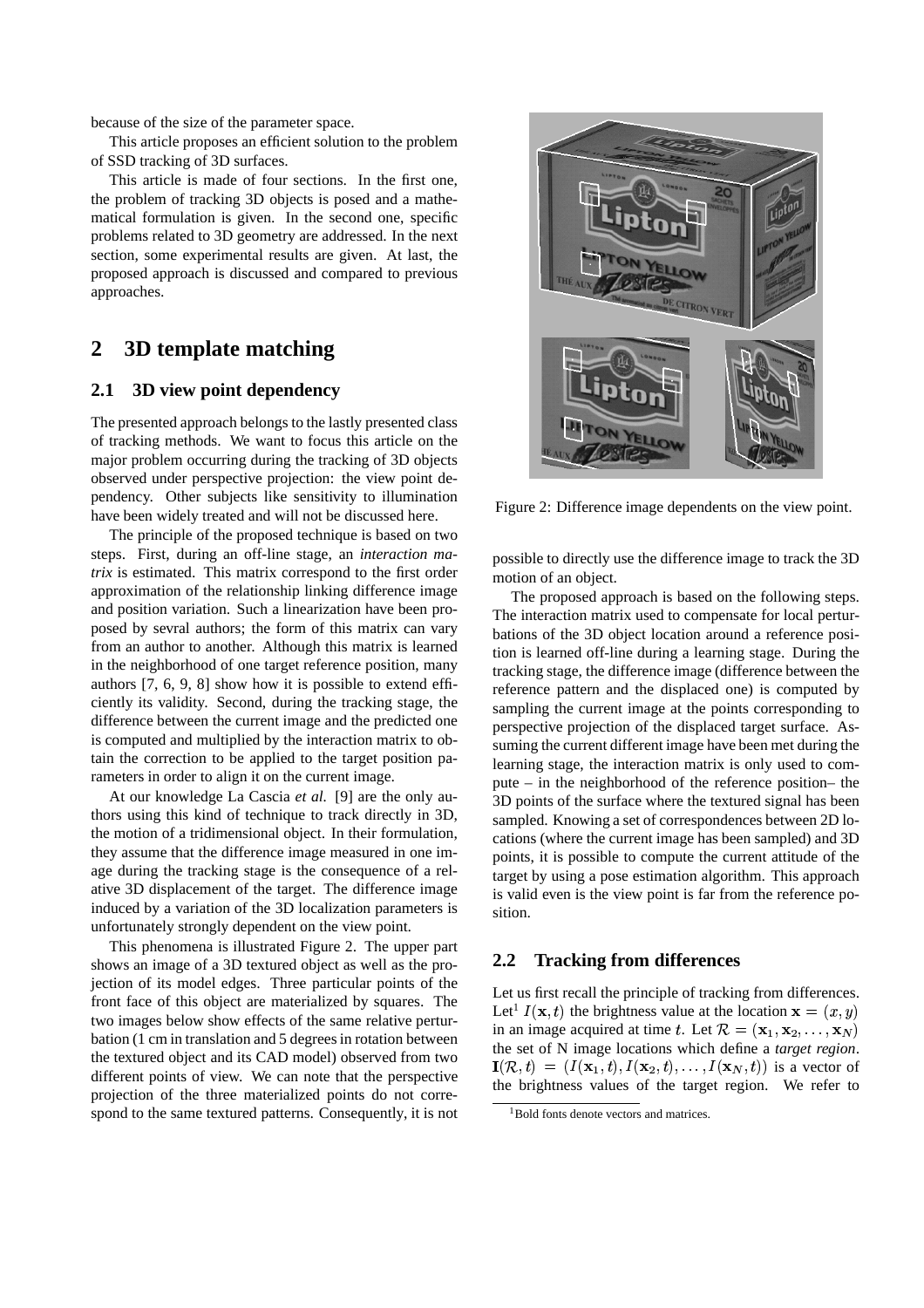because of the size of the parameter space.

This article proposes an efficient solution to the problem of SSD tracking of 3D surfaces.

This article is made of four sections. In the first one, the problem of tracking 3D objects is posed and a mathematical formulation is given. In the second one, specific problems related to 3D geometry are addressed. In the next section, some experimental results are given. At last, the proposed approach is discussed and compared to previous approaches.

## 2 3D template matching

### 2.1 3D view point dependency

The presented approach belongs to the lastly presented class of tracking methods. We want to focus this article on the major problem occurring during the tracking of 3D objects observed under perspective projection: the view point dependency. Other subjects like sensitivity to illumination have been widely treated and will not be discussed here.

The principle of the proposed technique is based on two steps. First, during an off-line stage, an *interaction matrix* is estimated. This matrix correspond to the first order approximation of the relationship linking difference image and position variation. Such a linearization have been proposed by sevral authors; the form of this matrix can vary from an author to another. Although this matrix is learned in the neighborhood of one target reference position, many authors [7, 6, 9, 8] show how it is possible to extend efficiently its validity. Second, during the tracking stage, the difference between the current image and the predicted one is computed and multiplied by the interaction matrix to obtain the correction to be applied to the target position parameters in order to align it on the current image.

At our knowledge La Cascia *et al.* [9] are the only authors using this kind of technique to track directly in 3D, the motion of a tridimensional object. In their formulation, they assume that the difference image measured in one image during the tracking stage is the consequence of a relative 3D displacement of the target. The difference image induced by a variation of the 3D localization parameters is unfortunately strongly dependent on the view point.

This phenomena is illustrated Figure 2. The upper part shows an image of a 3D textured object as well as the projection of its model edges. Three particular points of the front face of this object are materialized by squares. The two images below show effects of the same relative perturbation (1 cm in translation and 5 degrees in rotation between the textured object and its CAD model) observed from two different points of view. We can note that the perspective projection of the three materialized points do not correspond to the same textured patterns. Consequently, it is not possible to directly use the difference image to track the 3D motion of an object.

Figure 2: Difference image dependents on the view point.

The proposed approach is based on the following steps. The interaction matrix used to compensate for local perturbations of the 3D object location around a reference position is learned off-line during a learning stage. During the tracking stage, the difference image (difference between the reference pattern and the displaced one) is computed by sampling the current image at the points corresponding to perspective projection of the displaced target surface. Assuming the current different image have been met during the learning stage, the interaction matrix is only used to compute – in the neighborhood of the reference position– the 3D points of the surface where the textured signal has been sampled. Knowing a set of correspondences between 2D locations (where the current image has been sampled) and 3D points, it is possible to compute the current attitude of the target by using a pose estimation algorithm. This approach is valid even is the view point is far from the reference position.

### 2.2 Tracking from differences

Let us first recall the principle of tracking from differences. Let[1] $I(\mathbf{x}, t)$ the brightness value at the location $\mathbf{x} = (x, y)$ in an image acquired at time $t$. Let $\mathcal{R} = (\mathbf{x}_1, \mathbf{x}_2, \ldots, \mathbf{x}_N)$ the set of N image locations which define a *target region*. $\mathbf{I}(\mathcal{R}, t) = (I(\mathbf{x}_1, t), I(\mathbf{x}_2, t), \ldots, I(\mathbf{x}_N, t))$ is a vector of the brightness values of the target region. We refer to

[1] Bold fonts denote vectors and matrices.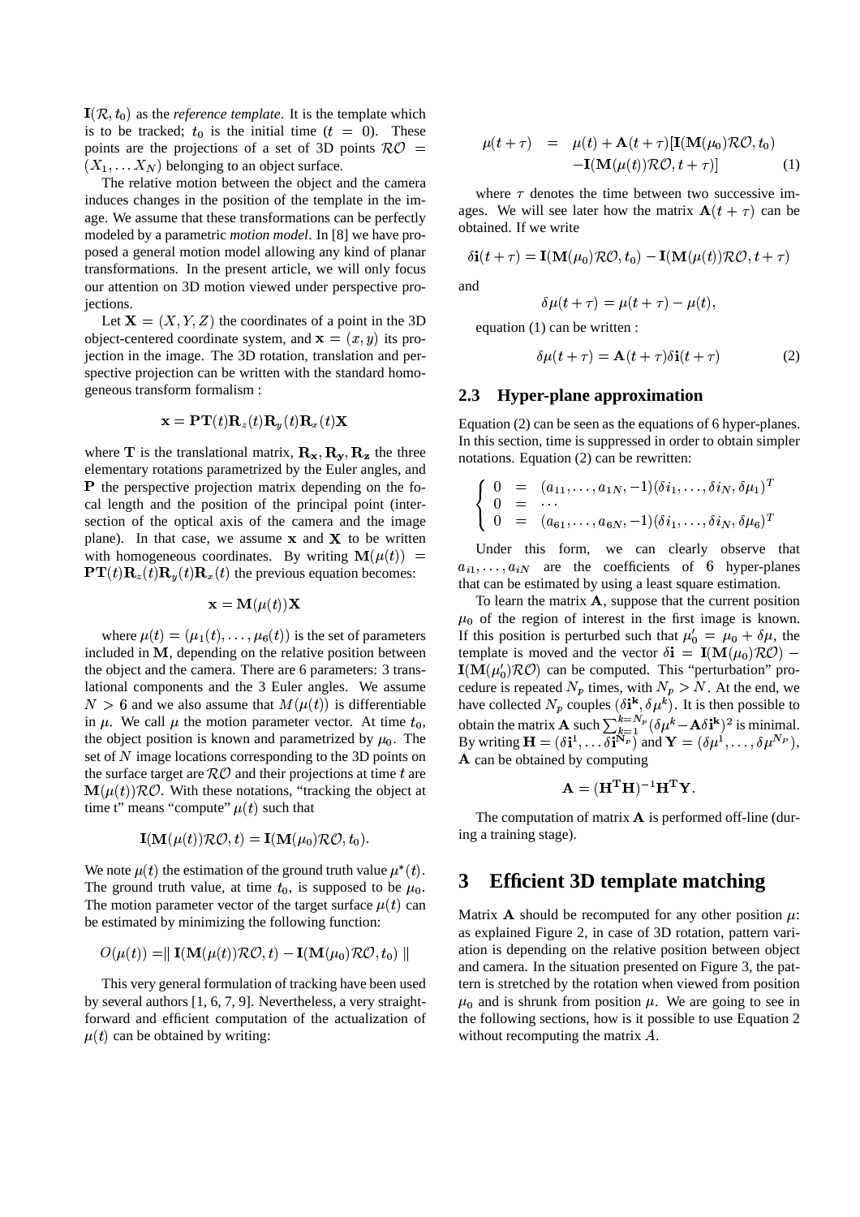$\mathbf{I}(\mathcal{R}, t_0)$ as the *reference template*. It is the template which is to be tracked; $t_0$ is the initial time ($t = 0$). These points are the projections of a set of 3D points $\mathcal{RO} = (X_1, \ldots X_N)$ belonging to an object surface.

The relative motion between the object and the camera induces changes in the position of the template in the image. We assume that these transformations can be perfectly modeled by a parametric *motion model*. In [8] we have proposed a general motion model allowing any kind of planar transformations. In the present article, we will only focus our attention on 3D motion viewed under perspective projections.

Let $\mathbf{X} = (X, Y, Z)$ the coordinates of a point in the 3D object-centered coordinate system, and $\mathbf{x} = (x, y)$ its projection in the image. The 3D rotation, translation and perspective projection can be written with the standard homogeneous transform formalism :

$$\mathbf{x} = \mathbf{PT}(t)\mathbf{R}_z(t)\mathbf{R}_y(t)\mathbf{R}_x(t)\mathbf{X}$$

where $\mathbf{T}$ is the translational matrix, $\mathbf{R_x}, \mathbf{R_y}, \mathbf{R_z}$ the three elementary rotations parametrized by the Euler angles, and $\mathbf{P}$ the perspective projection matrix depending on the focal length and the position of the principal point (intersection of the optical axis of the camera and the image plane). In that case, we assume $\mathbf{x}$ and $\mathbf{X}$ to be written with homogeneous coordinates. By writing $\mathbf{M}(\mu(t)) = \mathbf{PT}(t)\mathbf{R}_z(t)\mathbf{R}_y(t)\mathbf{R}_x(t)$ the previous equation becomes:

$$\mathbf{x} = \mathbf{M}(\mu(t))\mathbf{X}$$

where $\mu(t) = (\mu_1(t), \ldots, \mu_6(t))$ is the set of parameters included in $\mathbf{M}$, depending on the relative position between the object and the camera. There are 6 parameters: 3 translational components and the 3 Euler angles. We assume $N > 6$ and we also assume that $M(\mu(t))$ is differentiable in $\mu$. We call $\mu$ the motion parameter vector. At time $t_0$, the object position is known and parametrized by $\mu_0$. The set of $N$ image locations corresponding to the 3D points on the surface target are $\mathcal{RO}$ and their projections at time $t$ are $\mathbf{M}(\mu(t))\mathcal{RO}$. With these notations, "tracking the object at time t" means "compute" $\mu(t)$ such that

$$\mathbf{I}(\mathbf{M}(\mu(t))\mathcal{RO}, t) = \mathbf{I}(\mathbf{M}(\mu_0)\mathcal{RO}, t_0).$$

We note $\mu(t)$ the estimation of the ground truth value $\mu^*(t)$. The ground truth value, at time $t_0$, is supposed to be $\mu_0$. The motion parameter vector of the target surface $\mu(t)$ can be estimated by minimizing the following function:

$$O(\mu(t)) = \| \mathbf{I}(\mathbf{M}(\mu(t))\mathcal{RO}, t) - \mathbf{I}(\mathbf{M}(\mu_0)\mathcal{RO}, t_0) \|$$

This very general formulation of tracking have been used by several authors [1, 6, 7, 9]. Nevertheless, a very straightforward and efficient computation of the actualization of $\mu(t)$ can be obtained by writing:

$$\begin{aligned} \mu(t+\tau) &= \mu(t) + \mathbf{A}(t+\tau)[\mathbf{I}(\mathbf{M}(\mu_0)\mathcal{RO}, t_0) \\ &\quad - \mathbf{I}(\mathbf{M}(\mu(t))\mathcal{RO}, t+\tau)] \end{aligned} \quad (1)$$

where $\tau$ denotes the time between two successive images. We will see later how the matrix $\mathbf{A}(t+\tau)$ can be obtained. If we write

$$\delta\mathbf{i}(t+\tau) = \mathbf{I}(\mathbf{M}(\mu_0)\mathcal{RO}, t_0) - \mathbf{I}(\mathbf{M}(\mu(t))\mathcal{RO}, t+\tau)$$

and

$$\delta\mu(t+\tau) = \mu(t+\tau) - \mu(t),$$

equation (1) can be written :

$$\delta\mu(t+\tau) = \mathbf{A}(t+\tau)\delta\mathbf{i}(t+\tau) \quad (2)$$

## 2.3 Hyper-plane approximation

Equation (2) can be seen as the equations of 6 hyper-planes. In this section, time is suppressed in order to obtain simpler notations. Equation (2) can be rewritten:

$$\left\{ \begin{array}{lcl} 0 &=& (a_{11}, \ldots, a_{1N}, -1)(\delta i_1, \ldots, \delta i_N, \delta\mu_1)^T \\ 0 &=& \cdots \\ 0 &=& (a_{61}, \ldots, a_{6N}, -1)(\delta i_1, \ldots, \delta i_N, \delta\mu_6)^T \end{array} \right.$$

Under this form, we can clearly observe that $a_{i1}, \ldots, a_{iN}$ are the coefficients of 6 hyper-planes that can be estimated by using a least square estimation.

To learn the matrix $\mathbf{A}$, suppose that the current position $\mu_0$ of the region of interest in the first image is known. If this position is perturbed such that $\mu_0' = \mu_0 + \delta\mu$, the template is moved and the vector $\delta\mathbf{i} = \mathbf{I}(\mathbf{M}(\mu_0)\mathcal{RO}) - \mathbf{I}(\mathbf{M}(\mu_0')\mathcal{RO})$ can be computed. This "perturbation" procedure is repeated $N_p$ times, with $N_p > N$. At the end, we have collected $N_p$ couples $(\delta\mathbf{i^k}, \delta\mu^k)$. It is then possible to obtain the matrix $\mathbf{A}$ such $\sum_{k=1}^{k=N_p}(\delta\mu^k - \mathbf{A}\delta\mathbf{i^k})^2$ is minimal. By writing $\mathbf{H} = (\delta\mathbf{i}^1, \ldots \delta\mathbf{i}^{\mathbf{N_p}})$ and $\mathbf{Y} = (\delta\mu^1, \ldots, \delta\mu^{N_p})$, $\mathbf{A}$ can be obtained by computing

$$\mathbf{A} = (\mathbf{H^T H})^{-1}\mathbf{H^T Y}.$$

The computation of matrix $\mathbf{A}$ is performed off-line (during a training stage).

# 3 Efficient 3D template matching

Matrix $\mathbf{A}$ should be recomputed for any other position $\mu$: as explained Figure 2, in case of 3D rotation, pattern variation is depending on the relative position between object and camera. In the situation presented on Figure 3, the pattern is stretched by the rotation when viewed from position $\mu_0$ and is shrunk from position $\mu$. We are going to see in the following sections, how is it possible to use Equation 2 without recomputing the matrix $A$.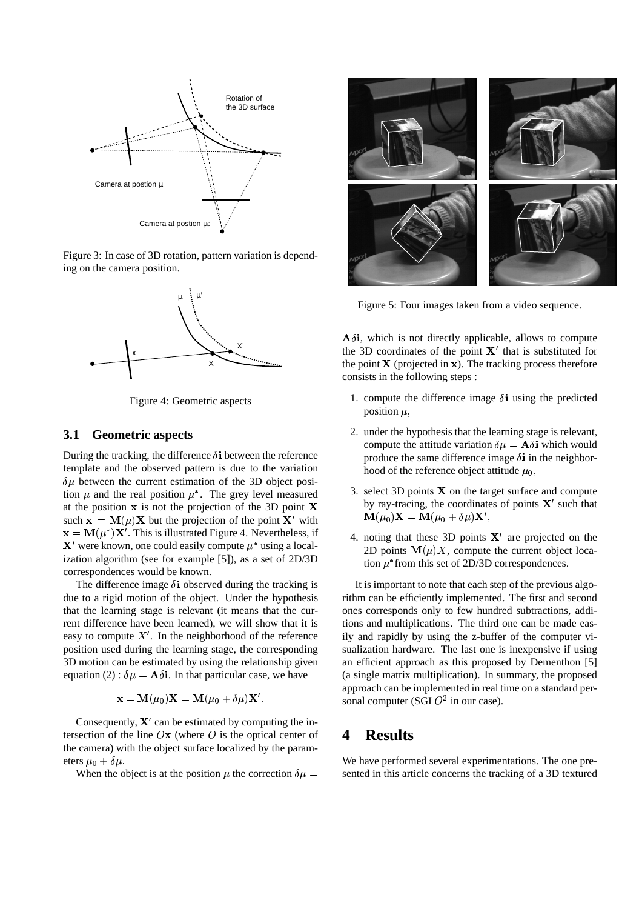Figure 3: In case of 3D rotation, pattern variation is depending on the camera position.

Figure 4: Geometric aspects

### 3.1 Geometric aspects

During the tracking, the difference $\delta\mathbf{i}$ between the reference template and the observed pattern is due to the variation $\delta\mu$ between the current estimation of the 3D object position $\mu$ and the real position $\mu^*$. The grey level measured at the position $\mathbf{x}$ is not the projection of the 3D point $\mathbf{X}$ such $\mathbf{x} = \mathbf{M}(\mu)\mathbf{X}$ but the projection of the point $\mathbf{X}'$ with $\mathbf{x} = \mathbf{M}(\mu^*)\mathbf{X}'$. This is illustrated Figure 4. Nevertheless, if $\mathbf{X}'$ were known, one could easily compute $\mu^*$ using a localization algorithm (see for example [5]), as a set of 2D/3D correspondences would be known.

The difference image $\delta\mathbf{i}$ observed during the tracking is due to a rigid motion of the object. Under the hypothesis that the learning stage is relevant (it means that the current difference have been learned), we will show that it is easy to compute $X'$. In the neighborhood of the reference position used during the learning stage, the corresponding 3D motion can be estimated by using the relationship given equation (2) : $\delta\mu = \mathbf{A}\delta\mathbf{i}$. In that particular case, we have

$$\mathbf{x} = \mathbf{M}(\mu_0)\mathbf{X} = \mathbf{M}(\mu_0 + \delta\mu)\mathbf{X}'.$$

Consequently, $\mathbf{X}'$ can be estimated by computing the intersection of the line $O\mathbf{x}$ (where $O$ is the optical center of the camera) with the object surface localized by the parameters $\mu_0 + \delta\mu$.

When the object is at the position $\mu$ the correction $\delta\mu = \mathbf{A}\delta\mathbf{i}$, which is not directly applicable, allows to compute the 3D coordinates of the point $\mathbf{X}'$ that is substituted for the point $\mathbf{X}$ (projected in $\mathbf{x}$). The tracking process therefore consists in the following steps :

1. compute the difference image $\delta\mathbf{i}$ using the predicted position $\mu$,
2. under the hypothesis that the learning stage is relevant, compute the attitude variation $\delta\mu = \mathbf{A}\delta\mathbf{i}$ which would produce the same difference image $\delta\mathbf{i}$ in the neighborhood of the reference object attitude $\mu_0$,
3. select 3D points $\mathbf{X}$ on the target surface and compute by ray-tracing, the coordinates of points $\mathbf{X}'$ such that $\mathbf{M}(\mu_0)\mathbf{X} = \mathbf{M}(\mu_0 + \delta\mu)\mathbf{X}'$,
4. noting that these 3D points $\mathbf{X}'$ are projected on the 2D points $\mathbf{M}(\mu)X$, compute the current object location $\mu^*$ from this set of 2D/3D correspondences.

It is important to note that each step of the previous algorithm can be efficiently implemented. The first and second ones corresponds only to few hundred subtractions, additions and multiplications. The third one can be made easily and rapidly by using the z-buffer of the computer visualization hardware. The last one is inexpensive if using an efficient approach as this proposed by Dementhon [5] (a single matrix multiplication). In summary, the proposed approach can be implemented in real time on a standard personal computer (SGI $O^2$ in our case).

Figure 5: Four images taken from a video sequence.

## 4 Results

We have performed several experimentations. The one presented in this article concerns the tracking of a 3D textured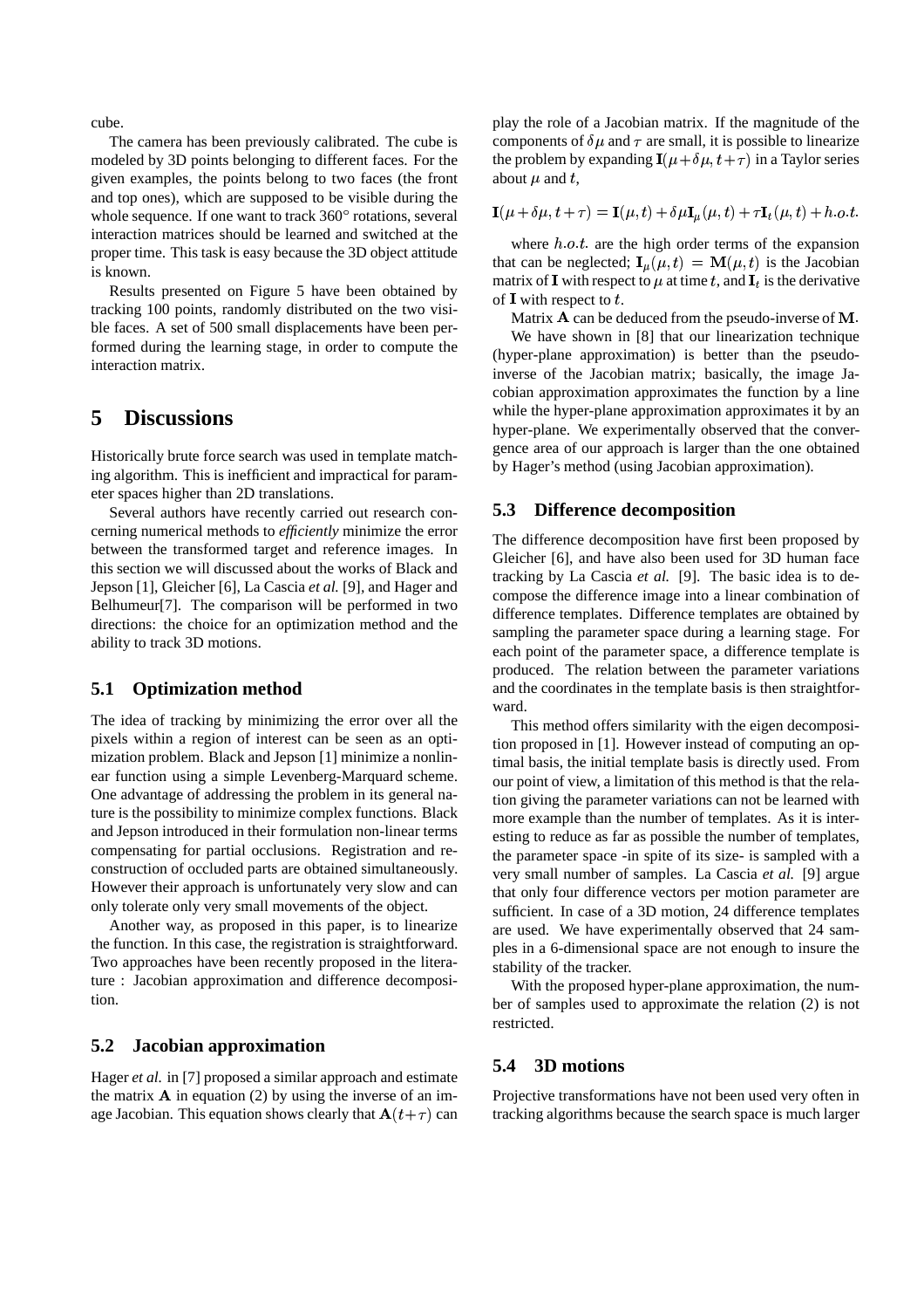cube.

The camera has been previously calibrated. The cube is modeled by 3D points belonging to different faces. For the given examples, the points belong to two faces (the front and top ones), which are supposed to be visible during the whole sequence. If one want to track 360° rotations, several interaction matrices should be learned and switched at the proper time. This task is easy because the 3D object attitude is known.

Results presented on Figure 5 have been obtained by tracking 100 points, randomly distributed on the two visible faces. A set of 500 small displacements have been performed during the learning stage, in order to compute the interaction matrix.

# 5 Discussions

Historically brute force search was used in template matching algorithm. This is inefficient and impractical for parameter spaces higher than 2D translations.

Several authors have recently carried out research concerning numerical methods to *efficiently* minimize the error between the transformed target and reference images. In this section we will discussed about the works of Black and Jepson [1], Gleicher [6], La Cascia *et al.* [9], and Hager and Belhumeur[7]. The comparison will be performed in two directions: the choice for an optimization method and the ability to track 3D motions.

## 5.1 Optimization method

The idea of tracking by minimizing the error over all the pixels within a region of interest can be seen as an optimization problem. Black and Jepson [1] minimize a nonlinear function using a simple Levenberg-Marquard scheme. One advantage of addressing the problem in its general nature is the possibility to minimize complex functions. Black and Jepson introduced in their formulation non-linear terms compensating for partial occlusions. Registration and reconstruction of occluded parts are obtained simultaneously. However their approach is unfortunately very slow and can only tolerate only very small movements of the object.

Another way, as proposed in this paper, is to linearize the function. In this case, the registration is straightforward. Two approaches have been recently proposed in the literature : Jacobian approximation and difference decomposition.

## 5.2 Jacobian approximation

Hager *et al.* in [7] proposed a similar approach and estimate the matrix $\mathbf{A}$ in equation (2) by using the inverse of an image Jacobian. This equation shows clearly that $\mathbf{A}(t+\tau)$ can play the role of a Jacobian matrix. If the magnitude of the components of $\delta\mu$ and $\tau$ are small, it is possible to linearize the problem by expanding $\mathbf{I}(\mu+\delta\mu, t+\tau)$ in a Taylor series about $\mu$ and $t$,

$$\mathbf{I}(\mu+\delta\mu, t+\tau) = \mathbf{I}(\mu, t) + \delta\mu\mathbf{I}_{\mu}(\mu, t) + \tau\mathbf{I}_{t}(\mu, t) + h.o.t.$$

where $h.o.t.$ are the high order terms of the expansion that can be neglected; $\mathbf{I}_{\mu}(\mu, t) = \mathbf{M}(\mu, t)$ is the Jacobian matrix of $\mathbf{I}$ with respect to $\mu$ at time $t$, and $\mathbf{I}_t$ is the derivative of $\mathbf{I}$ with respect to $t$.

Matrix $\mathbf{A}$ can be deduced from the pseudo-inverse of $\mathbf{M}$.

We have shown in [8] that our linearization technique (hyper-plane approximation) is better than the pseudo-inverse of the Jacobian matrix; basically, the image Jacobian approximation approximates the function by a line while the hyper-plane approximation approximates it by an hyper-plane. We experimentally observed that the convergence area of our approach is larger than the one obtained by Hager's method (using Jacobian approximation).

## 5.3 Difference decomposition

The difference decomposition have first been proposed by Gleicher [6], and have also been used for 3D human face tracking by La Cascia *et al.* [9]. The basic idea is to decompose the difference image into a linear combination of difference templates. Difference templates are obtained by sampling the parameter space during a learning stage. For each point of the parameter space, a difference template is produced. The relation between the parameter variations and the coordinates in the template basis is then straightforward.

This method offers similarity with the eigen decomposition proposed in [1]. However instead of computing an optimal basis, the initial template basis is directly used. From our point of view, a limitation of this method is that the relation giving the parameter variations can not be learned with more example than the number of templates. As it is interesting to reduce as far as possible the number of templates, the parameter space -in spite of its size- is sampled with a very small number of samples. La Cascia *et al.* [9] argue that only four difference vectors per motion parameter are sufficient. In case of a 3D motion, 24 difference templates are used. We have experimentally observed that 24 samples in a 6-dimensional space are not enough to insure the stability of the tracker.

With the proposed hyper-plane approximation, the number of samples used to approximate the relation (2) is not restricted.

## 5.4 3D motions

Projective transformations have not been used very often in tracking algorithms because the search space is much larger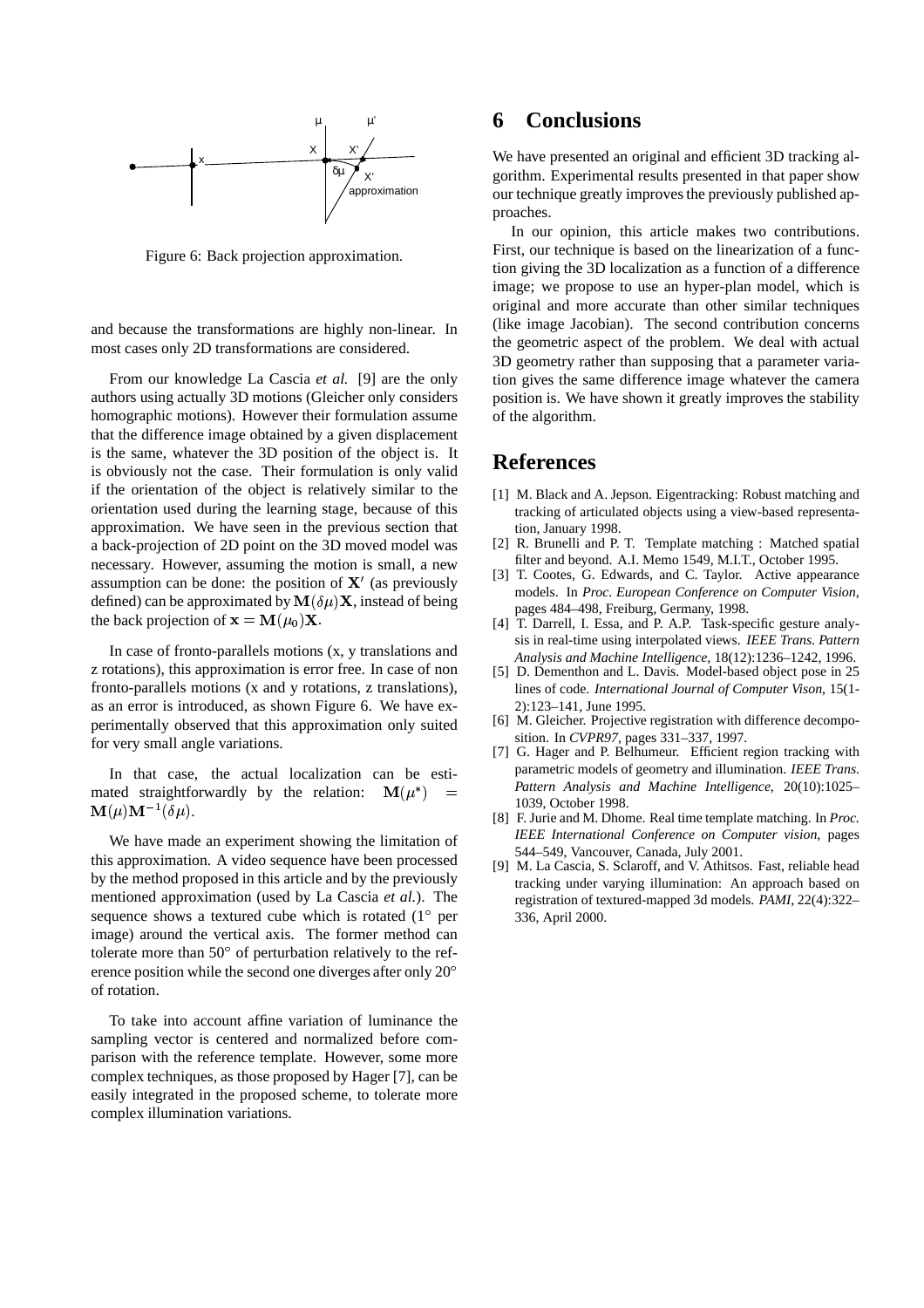μ μ'

X X'

x

δμ X'

approximation

Figure 6: Back projection approximation.

and because the transformations are highly non-linear. In most cases only 2D transformations are considered.

From our knowledge La Cascia *et al.* [9] are the only authors using actually 3D motions (Gleicher only considers homographic motions). However their formulation assume that the difference image obtained by a given displacement is the same, whatever the 3D position of the object is. It is obviously not the case. Their formulation is only valid if the orientation of the object is relatively similar to the orientation used during the learning stage, because of this approximation. We have seen in the previous section that a back-projection of 2D point on the 3D moved model was necessary. However, assuming the motion is small, a new assumption can be done: the position of $\mathbf{X}'$ (as previously defined) can be approximated by $\mathbf{M}(\delta\mu)\mathbf{X}$, instead of being the back projection of $\mathbf{x} = \mathbf{M}(\mu_0)\mathbf{X}$.

In case of fronto-parallels motions (x, y translations and z rotations), this approximation is error free. In case of non fronto-parallels motions (x and y rotations, z translations), as an error is introduced, as shown Figure 6. We have experimentally observed that this approximation only suited for very small angle variations.

In that case, the actual localization can be estimated straightforwardly by the relation: $\mathbf{M}(\mu^*) = \mathbf{M}(\mu)\mathbf{M}^{-1}(\delta\mu)$.

We have made an experiment showing the limitation of this approximation. A video sequence have been processed by the method proposed in this article and by the previously mentioned approximation (used by La Cascia *et al.*). The sequence shows a textured cube which is rotated ($1^\circ$ per image) around the vertical axis. The former method can tolerate more than $50^\circ$ of perturbation relatively to the reference position while the second one diverges after only $20^\circ$ of rotation.

To take into account affine variation of luminance the sampling vector is centered and normalized before comparison with the reference template. However, some more complex techniques, as those proposed by Hager [7], can be easily integrated in the proposed scheme, to tolerate more complex illumination variations.

# 6 Conclusions

We have presented an original and efficient 3D tracking algorithm. Experimental results presented in that paper show our technique greatly improves the previously published approaches.

In our opinion, this article makes two contributions. First, our technique is based on the linearization of a function giving the 3D localization as a function of a difference image; we propose to use an hyper-plan model, which is original and more accurate than other similar techniques (like image Jacobian). The second contribution concerns the geometric aspect of the problem. We deal with actual 3D geometry rather than supposing that a parameter variation gives the same difference image whatever the camera position is. We have shown it greatly improves the stability of the algorithm.

# References

[1] M. Black and A. Jepson. Eigentracking: Robust matching and tracking of articulated objects using a view-based representation, January 1998.

[2] R. Brunelli and P. T. Template matching : Matched spatial filter and beyond. A.I. Memo 1549, M.I.T., October 1995.

[3] T. Cootes, G. Edwards, and C. Taylor. Active appearance models. In *Proc. European Conference on Computer Vision*, pages 484–498, Freiburg, Germany, 1998.

[4] T. Darrell, I. Essa, and P. A.P. Task-specific gesture analysis in real-time using interpolated views. *IEEE Trans. Pattern Analysis and Machine Intelligence*, 18(12):1236–1242, 1996.

[5] D. Dementhon and L. Davis. Model-based object pose in 25 lines of code. *International Journal of Computer Vison*, 15(1-2):123–141, June 1995.

[6] M. Gleicher. Projective registration with difference decomposition. In *CVPR97*, pages 331–337, 1997.

[7] G. Hager and P. Belhumeur. Efficient region tracking with parametric models of geometry and illumination. *IEEE Trans. Pattern Analysis and Machine Intelligence*, 20(10):1025–1039, October 1998.

[8] F. Jurie and M. Dhome. Real time template matching. In *Proc. IEEE International Conference on Computer vision*, pages 544–549, Vancouver, Canada, July 2001.

[9] M. La Cascia, S. Sclaroff, and V. Athitsos. Fast, reliable head tracking under varying illumination: An approach based on registration of textured-mapped 3d models. *PAMI*, 22(4):322–336, April 2000.